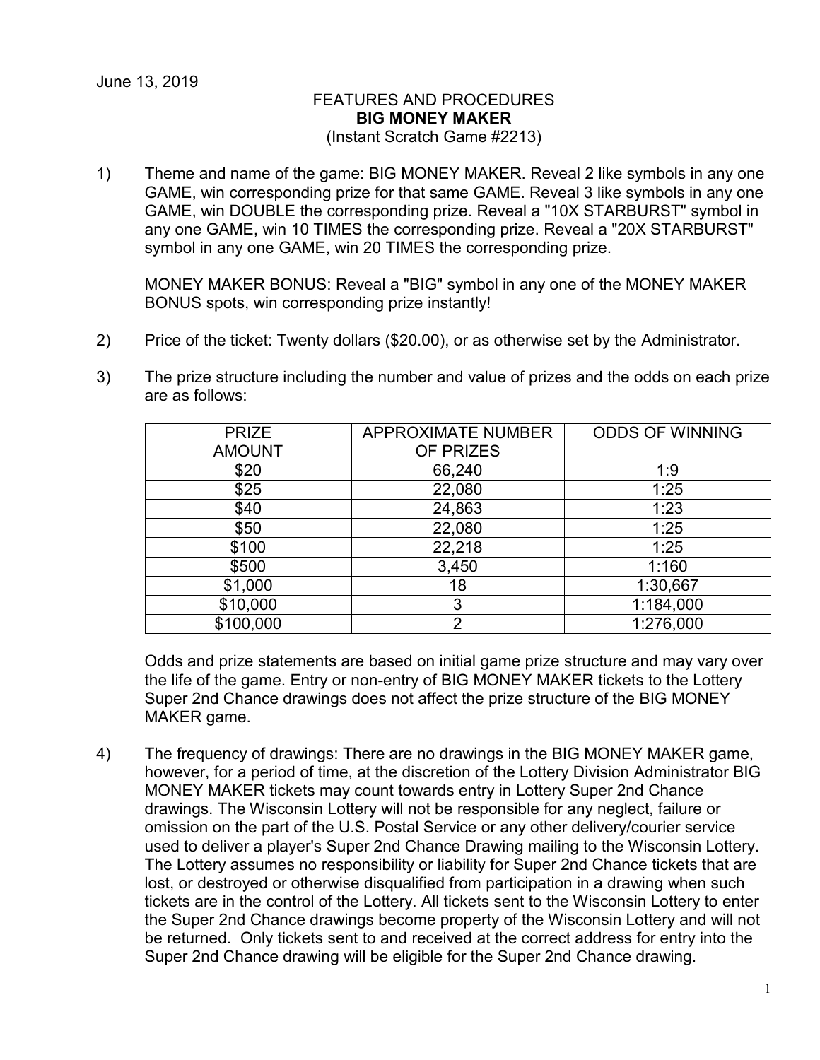June 13, 2019

FEATURES AND PROCEDURES
**BIG MONEY MAKER**
(Instant Scratch Game #2213)

1) Theme and name of the game: BIG MONEY MAKER. Reveal 2 like symbols in any one GAME, win corresponding prize for that same GAME. Reveal 3 like symbols in any one GAME, win DOUBLE the corresponding prize. Reveal a "10X STARBURST" symbol in any one GAME, win 10 TIMES the corresponding prize. Reveal a "20X STARBURST" symbol in any one GAME, win 20 TIMES the corresponding prize.

   MONEY MAKER BONUS: Reveal a "BIG" symbol in any one of the MONEY MAKER BONUS spots, win corresponding prize instantly!

2) Price of the ticket: Twenty dollars ($20.00), or as otherwise set by the Administrator.

3) The prize structure including the number and value of prizes and the odds on each prize are as follows:

| PRIZE AMOUNT | APPROXIMATE NUMBER OF PRIZES | ODDS OF WINNING |
|---|---|---|
| $20 | 66,240 | 1:9 |
| $25 | 22,080 | 1:25 |
| $40 | 24,863 | 1:23 |
| $50 | 22,080 | 1:25 |
| $100 | 22,218 | 1:25 |
| $500 | 3,450 | 1:160 |
| $1,000 | 18 | 1:30,667 |
| $10,000 | 3 | 1:184,000 |
| $100,000 | 2 | 1:276,000 |

   Odds and prize statements are based on initial game prize structure and may vary over the life of the game. Entry or non-entry of BIG MONEY MAKER tickets to the Lottery Super 2nd Chance drawings does not affect the prize structure of the BIG MONEY MAKER game.

4) The frequency of drawings: There are no drawings in the BIG MONEY MAKER game, however, for a period of time, at the discretion of the Lottery Division Administrator BIG MONEY MAKER tickets may count towards entry in Lottery Super 2nd Chance drawings. The Wisconsin Lottery will not be responsible for any neglect, failure or omission on the part of the U.S. Postal Service or any other delivery/courier service used to deliver a player's Super 2nd Chance Drawing mailing to the Wisconsin Lottery. The Lottery assumes no responsibility or liability for Super 2nd Chance tickets that are lost, or destroyed or otherwise disqualified from participation in a drawing when such tickets are in the control of the Lottery. All tickets sent to the Wisconsin Lottery to enter the Super 2nd Chance drawings become property of the Wisconsin Lottery and will not be returned. Only tickets sent to and received at the correct address for entry into the Super 2nd Chance drawing will be eligible for the Super 2nd Chance drawing.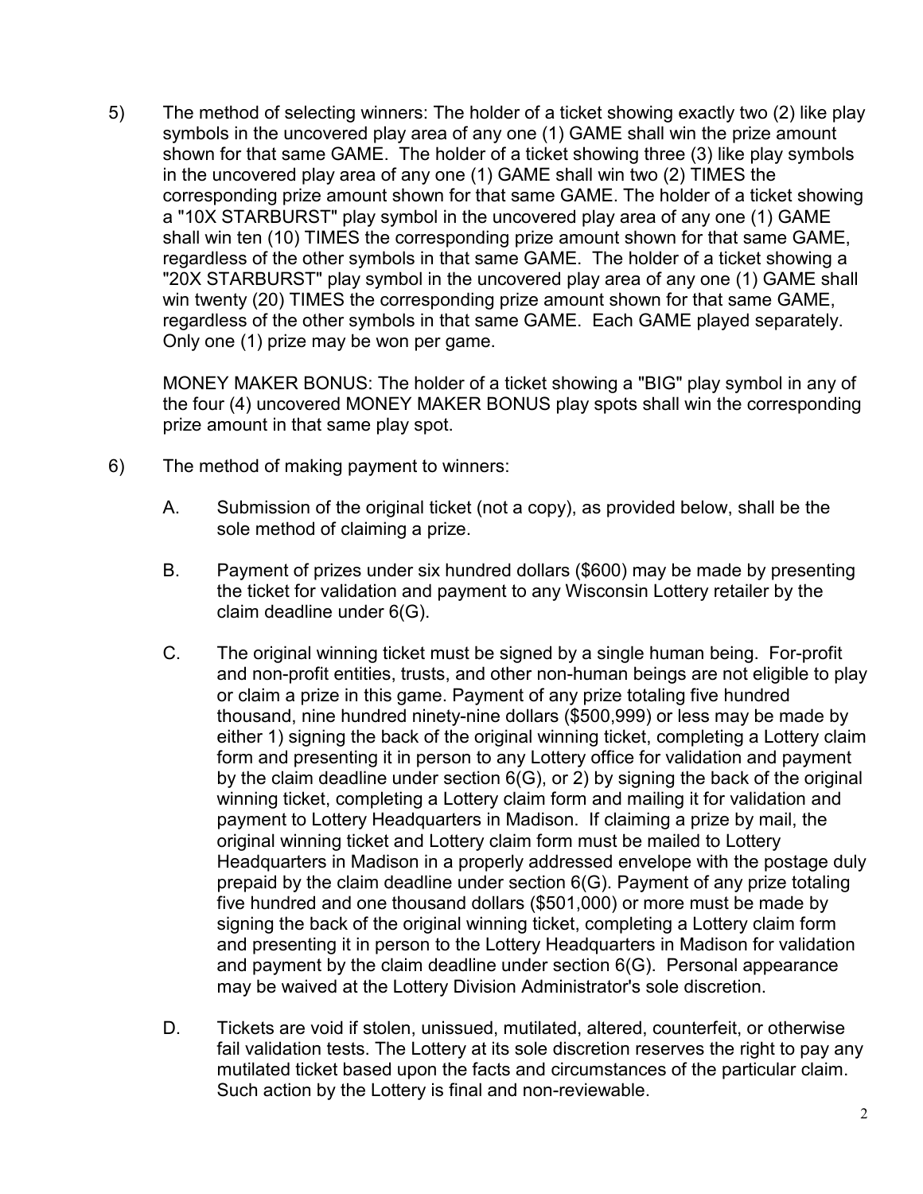5) The method of selecting winners: The holder of a ticket showing exactly two (2) like play symbols in the uncovered play area of any one (1) GAME shall win the prize amount shown for that same GAME. The holder of a ticket showing three (3) like play symbols in the uncovered play area of any one (1) GAME shall win two (2) TIMES the corresponding prize amount shown for that same GAME. The holder of a ticket showing a "10X STARBURST" play symbol in the uncovered play area of any one (1) GAME shall win ten (10) TIMES the corresponding prize amount shown for that same GAME, regardless of the other symbols in that same GAME. The holder of a ticket showing a "20X STARBURST" play symbol in the uncovered play area of any one (1) GAME shall win twenty (20) TIMES the corresponding prize amount shown for that same GAME, regardless of the other symbols in that same GAME. Each GAME played separately. Only one (1) prize may be won per game.

   MONEY MAKER BONUS: The holder of a ticket showing a "BIG" play symbol in any of the four (4) uncovered MONEY MAKER BONUS play spots shall win the corresponding prize amount in that same play spot.

6) The method of making payment to winners:

   A. Submission of the original ticket (not a copy), as provided below, shall be the sole method of claiming a prize.

   B. Payment of prizes under six hundred dollars ($600) may be made by presenting the ticket for validation and payment to any Wisconsin Lottery retailer by the claim deadline under 6(G).

   C. The original winning ticket must be signed by a single human being. For-profit and non-profit entities, trusts, and other non-human beings are not eligible to play or claim a prize in this game. Payment of any prize totaling five hundred thousand, nine hundred ninety-nine dollars ($500,999) or less may be made by either 1) signing the back of the original winning ticket, completing a Lottery claim form and presenting it in person to any Lottery office for validation and payment by the claim deadline under section 6(G), or 2) by signing the back of the original winning ticket, completing a Lottery claim form and mailing it for validation and payment to Lottery Headquarters in Madison. If claiming a prize by mail, the original winning ticket and Lottery claim form must be mailed to Lottery Headquarters in Madison in a properly addressed envelope with the postage duly prepaid by the claim deadline under section 6(G). Payment of any prize totaling five hundred and one thousand dollars ($501,000) or more must be made by signing the back of the original winning ticket, completing a Lottery claim form and presenting it in person to the Lottery Headquarters in Madison for validation and payment by the claim deadline under section 6(G). Personal appearance may be waived at the Lottery Division Administrator's sole discretion.

   D. Tickets are void if stolen, unissued, mutilated, altered, counterfeit, or otherwise fail validation tests. The Lottery at its sole discretion reserves the right to pay any mutilated ticket based upon the facts and circumstances of the particular claim. Such action by the Lottery is final and non-reviewable.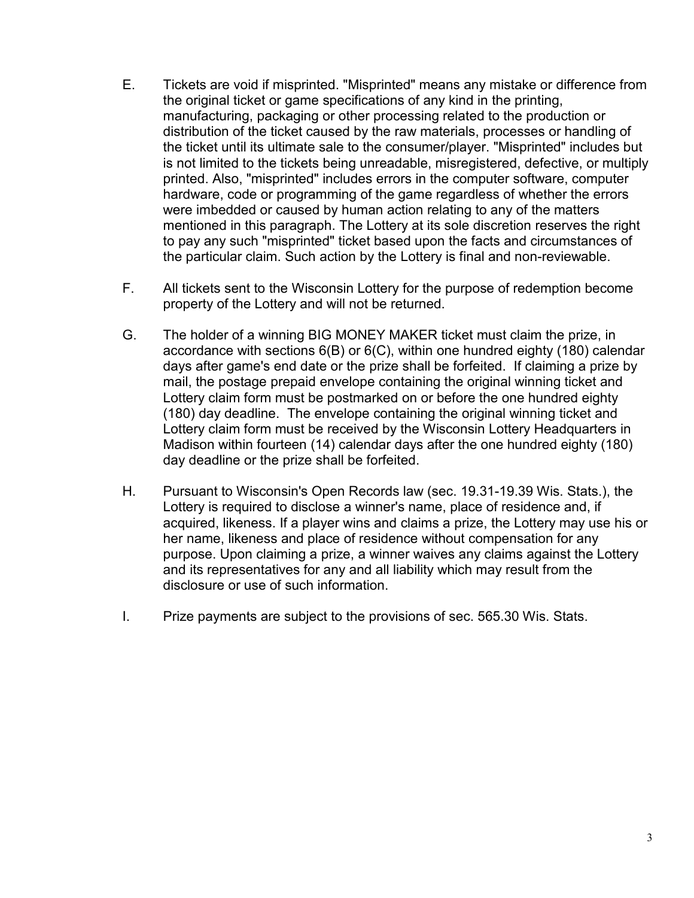E. Tickets are void if misprinted. "Misprinted" means any mistake or difference from the original ticket or game specifications of any kind in the printing, manufacturing, packaging or other processing related to the production or distribution of the ticket caused by the raw materials, processes or handling of the ticket until its ultimate sale to the consumer/player. "Misprinted" includes but is not limited to the tickets being unreadable, misregistered, defective, or multiply printed. Also, "misprinted" includes errors in the computer software, computer hardware, code or programming of the game regardless of whether the errors were imbedded or caused by human action relating to any of the matters mentioned in this paragraph. The Lottery at its sole discretion reserves the right to pay any such "misprinted" ticket based upon the facts and circumstances of the particular claim. Such action by the Lottery is final and non-reviewable.

F. All tickets sent to the Wisconsin Lottery for the purpose of redemption become property of the Lottery and will not be returned.

G. The holder of a winning BIG MONEY MAKER ticket must claim the prize, in accordance with sections 6(B) or 6(C), within one hundred eighty (180) calendar days after game's end date or the prize shall be forfeited. If claiming a prize by mail, the postage prepaid envelope containing the original winning ticket and Lottery claim form must be postmarked on or before the one hundred eighty (180) day deadline. The envelope containing the original winning ticket and Lottery claim form must be received by the Wisconsin Lottery Headquarters in Madison within fourteen (14) calendar days after the one hundred eighty (180) day deadline or the prize shall be forfeited.

H. Pursuant to Wisconsin's Open Records law (sec. 19.31-19.39 Wis. Stats.), the Lottery is required to disclose a winner's name, place of residence and, if acquired, likeness. If a player wins and claims a prize, the Lottery may use his or her name, likeness and place of residence without compensation for any purpose. Upon claiming a prize, a winner waives any claims against the Lottery and its representatives for any and all liability which may result from the disclosure or use of such information.

I. Prize payments are subject to the provisions of sec. 565.30 Wis. Stats.